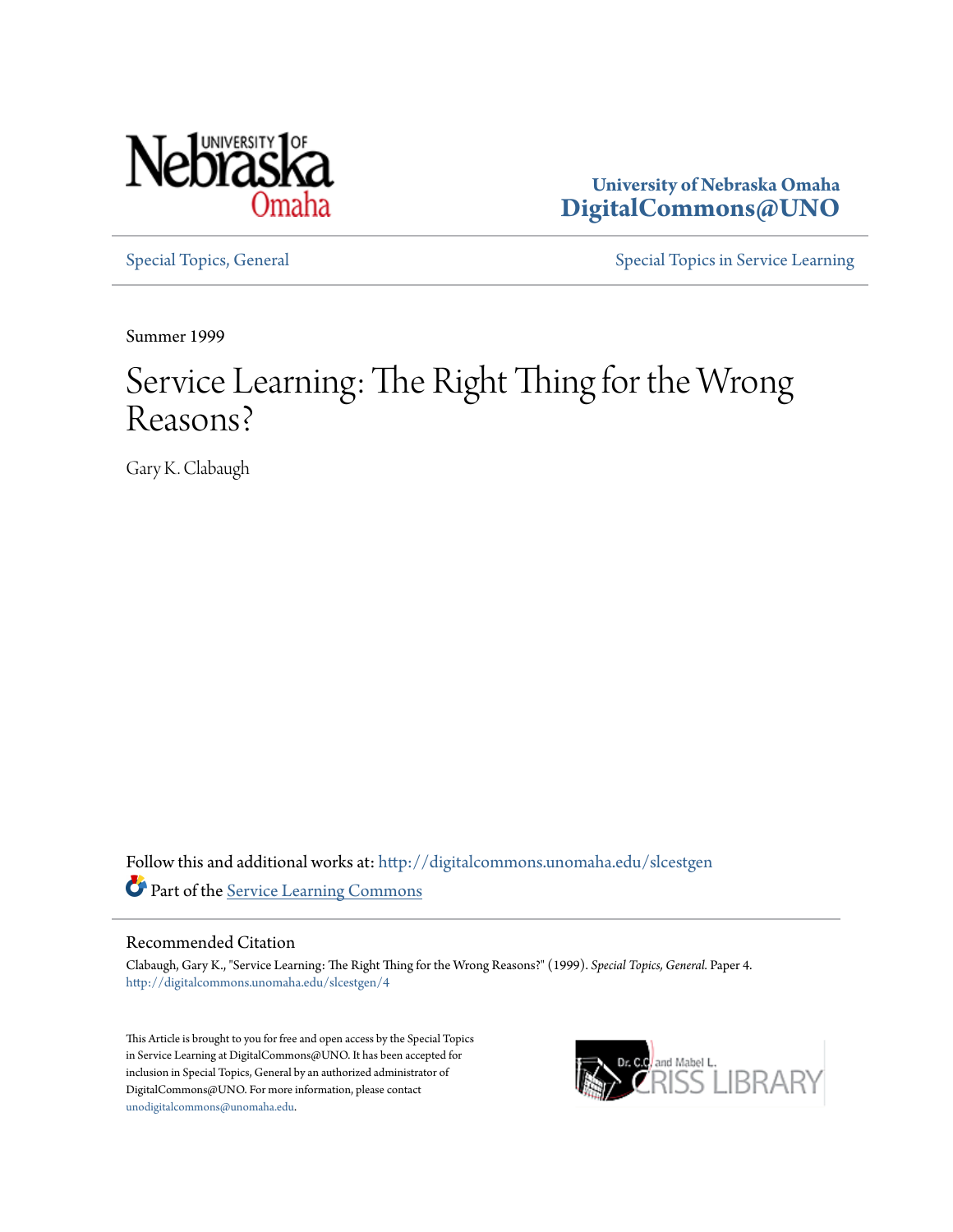University of Nebraska Omaha
**DigitalCommons@UNO**

Special Topics, General | Special Topics in Service Learning

Summer 1999

# Service Learning: The Right Thing for the Wrong Reasons?

Gary K. Clabaugh

Follow this and additional works at: http://digitalcommons.unomaha.edu/slcestgen

Part of the Service Learning Commons

## Recommended Citation

Clabaugh, Gary K., "Service Learning: The Right Thing for the Wrong Reasons?" (1999). *Special Topics, General*. Paper 4.
http://digitalcommons.unomaha.edu/slcestgen/4

This Article is brought to you for free and open access by the Special Topics in Service Learning at DigitalCommons@UNO. It has been accepted for inclusion in Special Topics, General by an authorized administrator of DigitalCommons@UNO. For more information, please contact unodigitalcommons@unomaha.edu.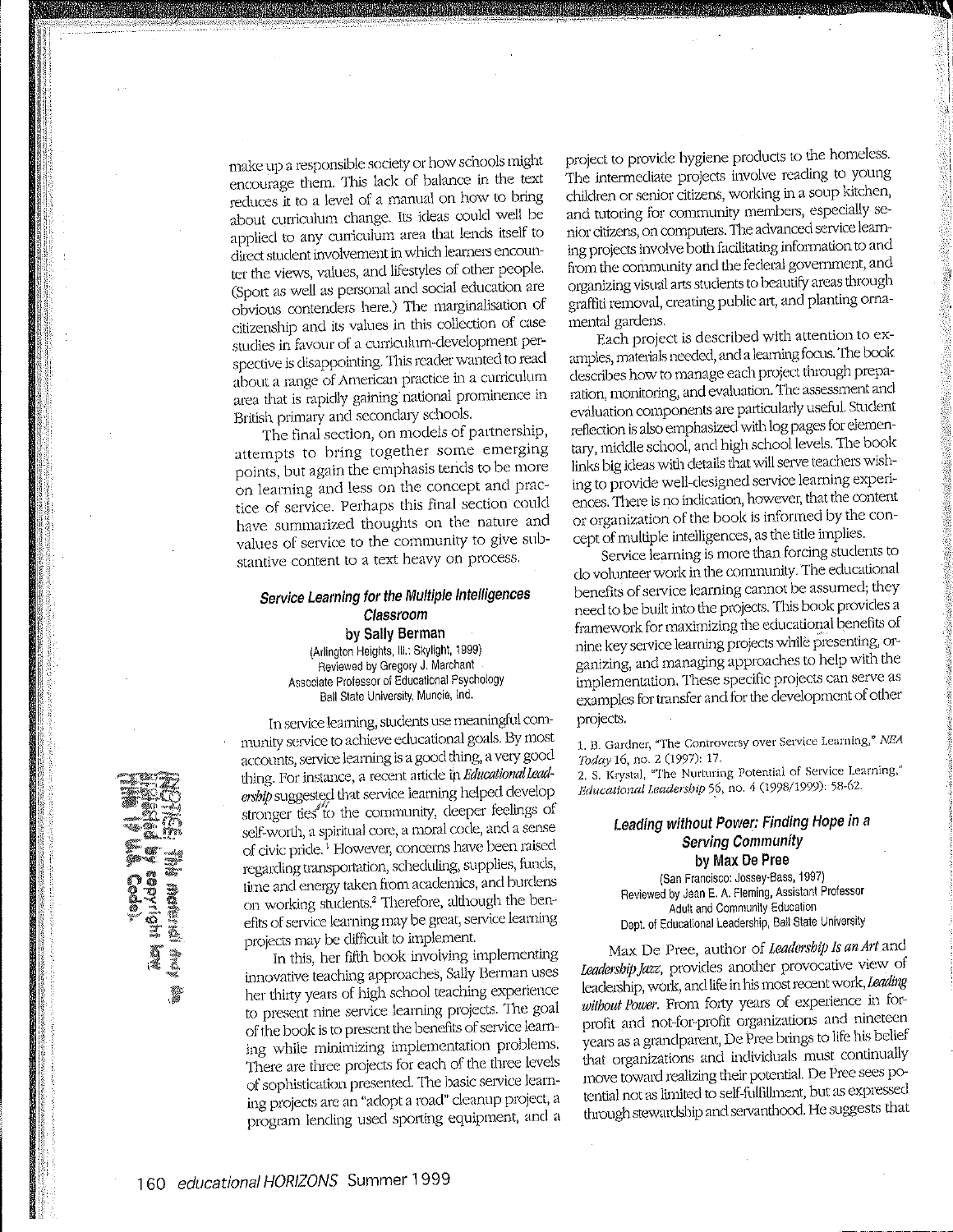make up a responsible society or how schools might encourage them. This lack of balance in the text reduces it to a level of a manual on how to bring about curriculum change. Its ideas could well be applied to any curriculum area that lends itself to direct student involvement in which learners encounter the views, values, and lifestyles of other people. (Sport as well as personal and social education are obvious contenders here.) The marginalisation of citizenship and its values in this collection of case studies in favour of a curriculum-development perspective is disappointing. This reader wanted to read about a range of American practice in a curriculum area that is rapidly gaining national prominence in British primary and secondary schools.

The final section, on models of partnership, attempts to bring together some emerging points, but again the emphasis tends to be more on learning and less on the concept and practice of service. Perhaps this final section could have summarized thoughts on the nature and values of service to the community to give substantive content to a text heavy on process.

### *Service Learning for the Multiple Intelligences Classroom*
### by Sally Berman

(Arlington Heights, Ill.: Skylight, 1999)
Reviewed by Gregory J. Marchant
Associate Professor of Educational Psychology
Ball State University, Muncie, Ind.

In service learning, students use meaningful community service to achieve educational goals. By most accounts, service learning is a good thing, a very good thing. For instance, a recent article in *Educational Leadership* suggested that service learning helped develop stronger ties to the community, deeper feelings of self-worth, a spiritual core, a moral code, and a sense of civic pride.[1] However, concerns have been raised regarding transportation, scheduling, supplies, funds, time and energy taken from academics, and burdens on working students.[2] Therefore, although the benefits of service learning may be great, service learning projects may be difficult to implement.

In this, her fifth book involving implementing innovative teaching approaches, Sally Berman uses her thirty years of high school teaching experience to present nine service learning projects. The goal of the book is to present the benefits of service learning while minimizing implementation problems. There are three projects for each of the three levels of sophistication presented. The basic service learning projects are an "adopt a road" cleanup project, a program lending used sporting equipment, and a project to provide hygiene products to the homeless. The intermediate projects involve reading to young children or senior citizens, working in a soup kitchen, and tutoring for community members, especially senior citizens, on computers. The advanced service learning projects involve both facilitating information to and from the community and the federal government, and organizing visual arts students to beautify areas through graffiti removal, creating public art, and planting ornamental gardens.

Each project is described with attention to examples, materials needed, and a learning focus. The book describes how to manage each project through preparation, monitoring, and evaluation. The assessment and evaluation components are particularly useful. Student reflection is also emphasized with log pages for elementary, middle school, and high school levels. The book links big ideas with details that will serve teachers wishing to provide well-designed service learning experiences. There is no indication, however, that the content or organization of the book is informed by the concept of multiple intelligences, as the title implies.

Service learning is more than forcing students to do volunteer work in the community. The educational benefits of service learning cannot be assumed; they need to be built into the projects. This book provides a framework for maximizing the educational benefits of nine key service learning projects while presenting, organizing, and managing approaches to help with the implementation. These specific projects can serve as examples for transfer and for the development of other projects.

1. B. Gardner, "The Controversy over Service Learning," *NEA Today* 16, no. 2 (1997): 17.
2. S. Krystal, "The Nurturing Potential of Service Learning," *Educational Leadership* 56, no. 4 (1998/1999): 58-62.

### *Leading without Power: Finding Hope in a Serving Community*
### by Max De Pree

(San Francisco: Jossey-Bass, 1997)
Reviewed by Jean E. A. Fleming, Assistant Professor
Adult and Community Education
Dept. of Educational Leadership, Ball State University

Max De Pree, author of *Leadership Is an Art* and *Leadership Jazz*, provides another provocative view of leadership, work, and life in his most recent work, *Leading without Power*. From forty years of experience in for-profit and not-for-profit organizations and nineteen years as a grandparent, De Pree brings to life his belief that organizations and individuals must continually move toward realizing their potential. De Pree sees potential not as limited to self-fulfillment, but as expressed through stewardship and servanthood. He suggests that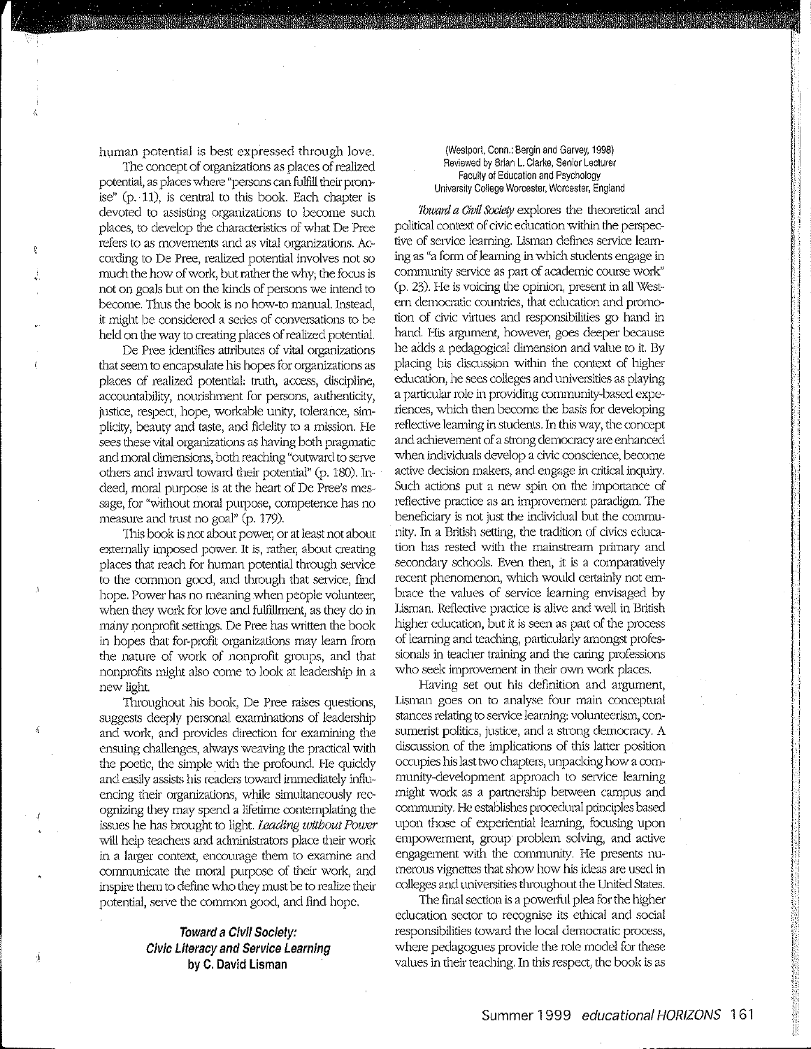human potential is best expressed through love.

The concept of organizations as places of realized potential, as places where "persons can fulfill their promise" (p. 11), is central to this book. Each chapter is devoted to assisting organizations to become such places, to develop the characteristics of what De Pree refers to as movements and as vital organizations. According to De Pree, realized potential involves not so much the how of work, but rather the why; the focus is not on goals but on the kinds of persons we intend to become. Thus the book is no how-to manual. Instead, it might be considered a series of conversations to be held on the way to creating places of realized potential.

De Pree identifies attributes of vital organizations that seem to encapsulate his hopes for organizations as places of realized potential: truth, access, discipline, accountability, nourishment for persons, authenticity, justice, respect, hope, workable unity, tolerance, simplicity, beauty and taste, and fidelity to a mission. He sees these vital organizations as having both pragmatic and moral dimensions, both reaching "outward to serve others and inward toward their potential" (p. 180). Indeed, moral purpose is at the heart of De Pree's message, for "without moral purpose, competence has no measure and trust no goal" (p. 179).

This book is not about power, or at least not about externally imposed power. It is, rather, about creating places that reach for human potential through service to the common good, and through that service, find hope. Power has no meaning when people volunteer, when they work for love and fulfillment, as they do in many nonprofit settings. De Pree has written the book in hopes that for-profit organizations may learn from the nature of work of nonprofit groups, and that nonprofits might also come to look at leadership in a new light.

Throughout his book, De Pree raises questions, suggests deeply personal examinations of leadership and work, and provides direction for examining the ensuing challenges, always weaving the practical with the poetic, the simple with the profound. He quickly and easily assists his readers toward immediately influencing their organizations, while simultaneously recognizing they may spend a lifetime contemplating the issues he has brought to light. *Leading without Power* will help teachers and administrators place their work in a larger context, encourage them to examine and communicate the moral purpose of their work, and inspire them to define who they must be to realize their potential, serve the common good, and find hope.

## Toward a Civil Society: Civic Literacy and Service Learning by C. David Lisman

(Westport, Conn.: Bergin and Garvey, 1998)
Reviewed by Brian L. Clarke, Senior Lecturer
Faculty of Education and Psychology
University College Worcester, Worcester, England

*Toward a Civil Society* explores the theoretical and political context of civic education within the perspective of service learning. Lisman defines service learning as "a form of learning in which students engage in community service as part of academic course work" (p. 23). He is voicing the opinion, present in all Western democratic countries, that education and promotion of civic virtues and responsibilities go hand in hand. His argument, however, goes deeper because he adds a pedagogical dimension and value to it. By placing his discussion within the context of higher education, he sees colleges and universities as playing a particular role in providing community-based experiences, which then become the basis for developing reflective learning in students. In this way, the concept and achievement of a strong democracy are enhanced when individuals develop a civic conscience, become active decision makers, and engage in critical inquiry. Such actions put a new spin on the importance of reflective practice as an improvement paradigm. The beneficiary is not just the individual but the community. In a British setting, the tradition of civics education has rested with the mainstream primary and secondary schools. Even then, it is a comparatively recent phenomenon, which would certainly not embrace the values of service learning envisaged by Lisman. Reflective practice is alive and well in British higher education, but it is seen as part of the process of learning and teaching, particularly amongst professionals in teacher training and the caring professions who seek improvement in their own work places.

Having set out his definition and argument, Lisman goes on to analyse four main conceptual stances relating to service learning: volunteerism, consumerist politics, justice, and a strong democracy. A discussion of the implications of this latter position occupies his last two chapters, unpacking how a community-development approach to service learning might work as a partnership between campus and community. He establishes procedural principles based upon those of experiential learning, focusing upon empowerment, group problem solving, and active engagement with the community. He presents numerous vignettes that show how his ideas are used in colleges and universities throughout the United States.

The final section is a powerful plea for the higher education sector to recognise its ethical and social responsibilities toward the local democratic process, where pedagogues provide the role model for these values in their teaching. In this respect, the book is as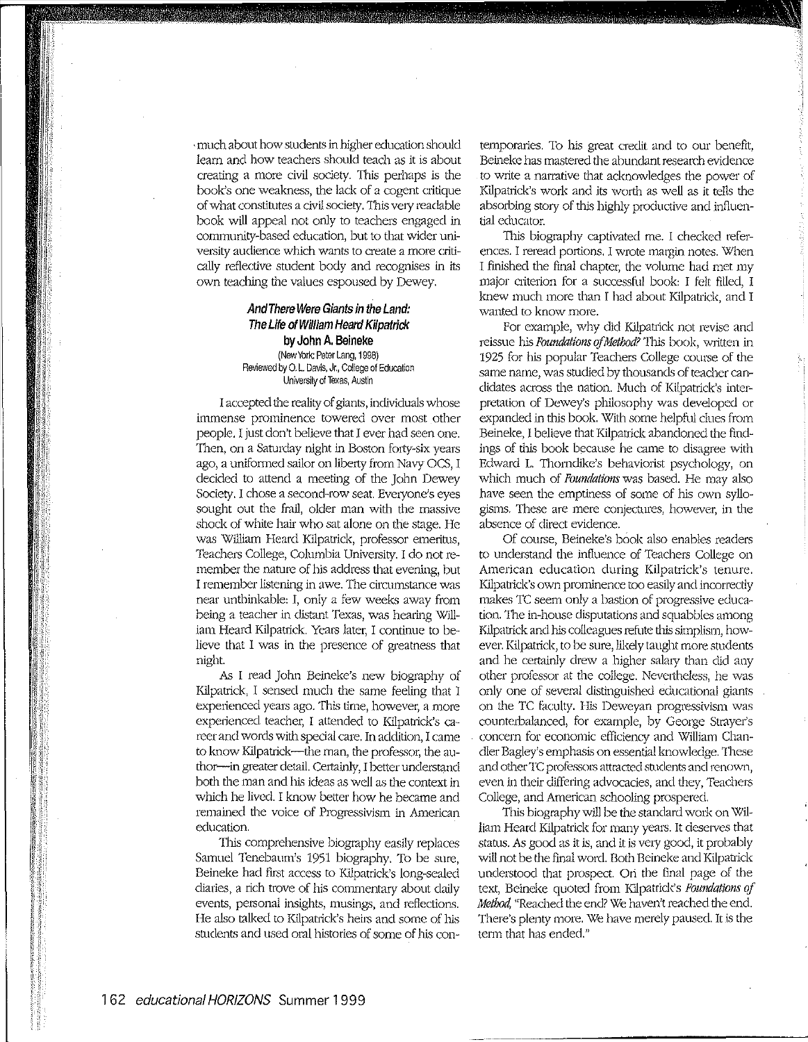much about how students in higher education should learn and how teachers should teach as it is about creating a more civil society. This perhaps is the book's one weakness, the lack of a cogent critique of what constitutes a civil society. This very readable book will appeal not only to teachers engaged in community-based education, but to that wider university audience which wants to create a more critically reflective student body and recognises in its own teaching the values espoused by Dewey.

### *And There Were Giants in the Land: The Life of William Heard Kilpatrick*
**by John A. Beineke**

(New York: Peter Lang, 1998)
Reviewed by O. L. Davis, Jr., College of Education
University of Texas, Austin

I accepted the reality of giants, individuals whose immense prominence towered over most other people. I just don't believe that I ever had seen one. Then, on a Saturday night in Boston forty-six years ago, a uniformed sailor on liberty from Navy OCS, I decided to attend a meeting of the John Dewey Society. I chose a second-row seat. Everyone's eyes sought out the frail, older man with the massive shock of white hair who sat alone on the stage. He was William Heard Kilpatrick, professor emeritus, Teachers College, Columbia University. I do not remember the nature of his address that evening, but I remember listening in awe. The circumstance was near unthinkable: I, only a few weeks away from being a teacher in distant Texas, was hearing William Heard Kilpatrick. Years later, I continue to believe that I was in the presence of greatness that night.

As I read John Beineke's new biography of Kilpatrick, I sensed much the same feeling that I experienced years ago. This time, however, a more experienced teacher, I attended to Kilpatrick's career and words with special care. In addition, I came to know Kilpatrick—the man, the professor, the author—in greater detail. Certainly, I better understand both the man and his ideas as well as the context in which he lived. I know better how he became and remained the voice of Progressivism in American education.

This comprehensive biography easily replaces Samuel Tenebaum's 1951 biography. To be sure, Beineke had first access to Kilpatrick's long-sealed diaries, a rich trove of his commentary about daily events, personal insights, musings, and reflections. He also talked to Kilpatrick's heirs and some of his students and used oral histories of some of his contemporaries. To his great credit and to our benefit, Beineke has mastered the abundant research evidence to write a narrative that acknowledges the power of Kilpatrick's work and its worth as well as it tells the absorbing story of this highly productive and influential educator.

This biography captivated me. I checked references. I reread portions. I wrote margin notes. When I finished the final chapter, the volume had met my major criterion for a successful book: I felt filled, I knew much more than I had about Kilpatrick, and I wanted to know more.

For example, why did Kilpatrick not revise and reissue his *Foundations of Method?* This book, written in 1925 for his popular Teachers College course of the same name, was studied by thousands of teacher candidates across the nation. Much of Kilpatrick's interpretation of Dewey's philosophy was developed or expanded in this book. With some helpful clues from Beineke, I believe that Kilpatrick abandoned the findings of this book because he came to disagree with Edward L. Thorndike's behaviorist psychology, on which much of *Foundations* was based. He may also have seen the emptiness of some of his own syllogisms. These are mere conjectures, however, in the absence of direct evidence.

Of course, Beineke's book also enables readers to understand the influence of Teachers College on American education during Kilpatrick's tenure. Kilpatrick's own prominence too easily and incorrectly makes TC seem only a bastion of progressive education. The in-house disputations and squabbles among Kilpatrick and his colleagues refute this simplism, however. Kilpatrick, to be sure, likely taught more students and he certainly drew a higher salary than did any other professor at the college. Nevertheless, he was only one of several distinguished educational giants on the TC faculty. His Deweyan progressivism was counterbalanced, for example, by George Strayer's concern for economic efficiency and William Chandler Bagley's emphasis on essential knowledge. These and other TC professors attracted students and renown, even in their differing advocacies, and they, Teachers College, and American schooling prospered.

This biography will be the standard work on William Heard Kilpatrick for many years. It deserves that status. As good as it is, and it is very good, it probably will not be the final word. Both Beineke and Kilpatrick understood that prospect. On the final page of the text, Beineke quoted from Kilpatrick's *Foundations of Method*, "Reached the end? We haven't reached the end. There's plenty more. We have merely paused. It is the term that has ended."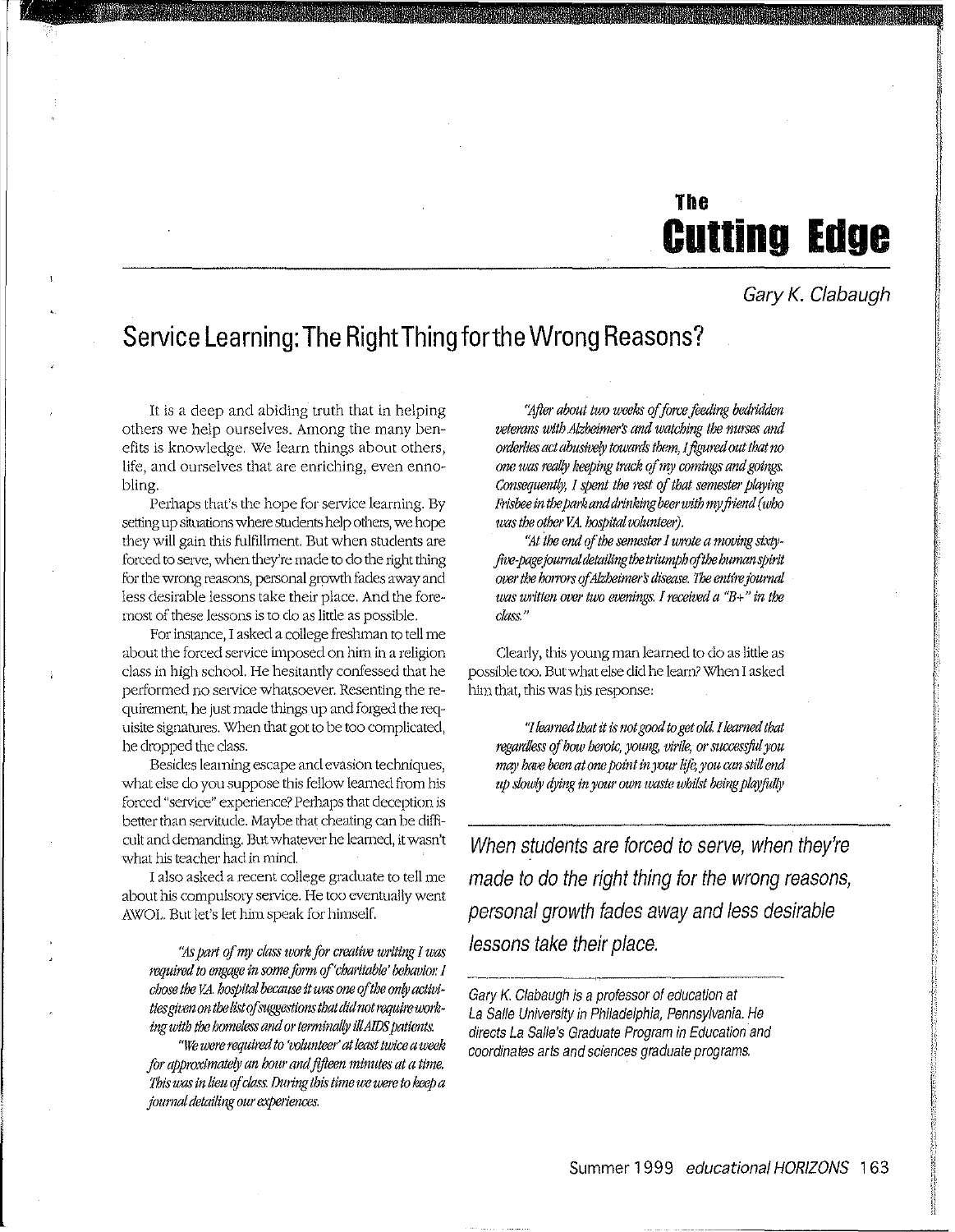The

# Cutting Edge

Gary K. Clabaugh

## Service Learning: The Right Thing for the Wrong Reasons?

It is a deep and abiding truth that in helping others we help ourselves. Among the many benefits is knowledge. We learn things about others, life, and ourselves that are enriching, even ennobling.

Perhaps that's the hope for service learning. By setting up situations where students help others, we hope they will gain this fulfillment. But when students are forced to serve, when they're made to do the right thing for the wrong reasons, personal growth fades away and less desirable lessons take their place. And the foremost of these lessons is to do as little as possible.

For instance, I asked a college freshman to tell me about the forced service imposed on him in a religion class in high school. He hesitantly confessed that he performed no service whatsoever. Resenting the requirement, he just made things up and forged the requisite signatures. When that got to be too complicated, he dropped the class.

Besides learning escape and evasion techniques, what else do you suppose this fellow learned from his forced "service" experience? Perhaps that deception is better than servitude. Maybe that cheating can be difficult and demanding. But whatever he learned, it wasn't what his teacher had in mind.

I also asked a recent college graduate to tell me about his compulsory service. He too eventually went AWOL. But let's let him speak for himself.

> *"As part of my class work for creative writing I was required to engage in some form of 'charitable' behavior. I chose the V.A. hospital because it was one of the only activities given on the list of suggestions that did not require working with the homeless and or terminally ill AIDS patients.*
>
> *"We were required to 'volunteer' at least twice a week for approximately an hour and fifteen minutes at a time. This was in lieu of class. During this time we were to keep a journal detailing our experiences.*
>
> *"After about two weeks of force feeding bedridden veterans with Alzheimer's and watching the nurses and orderlies act abusively towards them, I figured out that no one was really keeping track of my comings and goings. Consequently, I spent the rest of that semester playing Frisbee in the park and drinking beer with my friend (who was the other V.A. hospital volunteer).*
>
> *"At the end of the semester I wrote a moving sixty-five-page journal detailing the triumph of the human spirit over the horrors of Alzheimer's disease. The entire journal was written over two evenings. I received a "B+" in the class."*

Clearly, this young man learned to do as little as possible too. But what else did he learn? When I asked him that, this was his response:

> *"I learned that it is not good to get old. I learned that regardless of how heroic, young, virile, or successful you may have been at one point in your life, you can still end up slowly dying in your own waste whilst being playfully*

*When students are forced to serve, when they're made to do the right thing for the wrong reasons, personal growth fades away and less desirable lessons take their place.*

---

Gary K. Clabaugh is a professor of education at La Salle University in Philadelphia, Pennsylvania. He directs La Salle's Graduate Program in Education and coordinates arts and sciences graduate programs.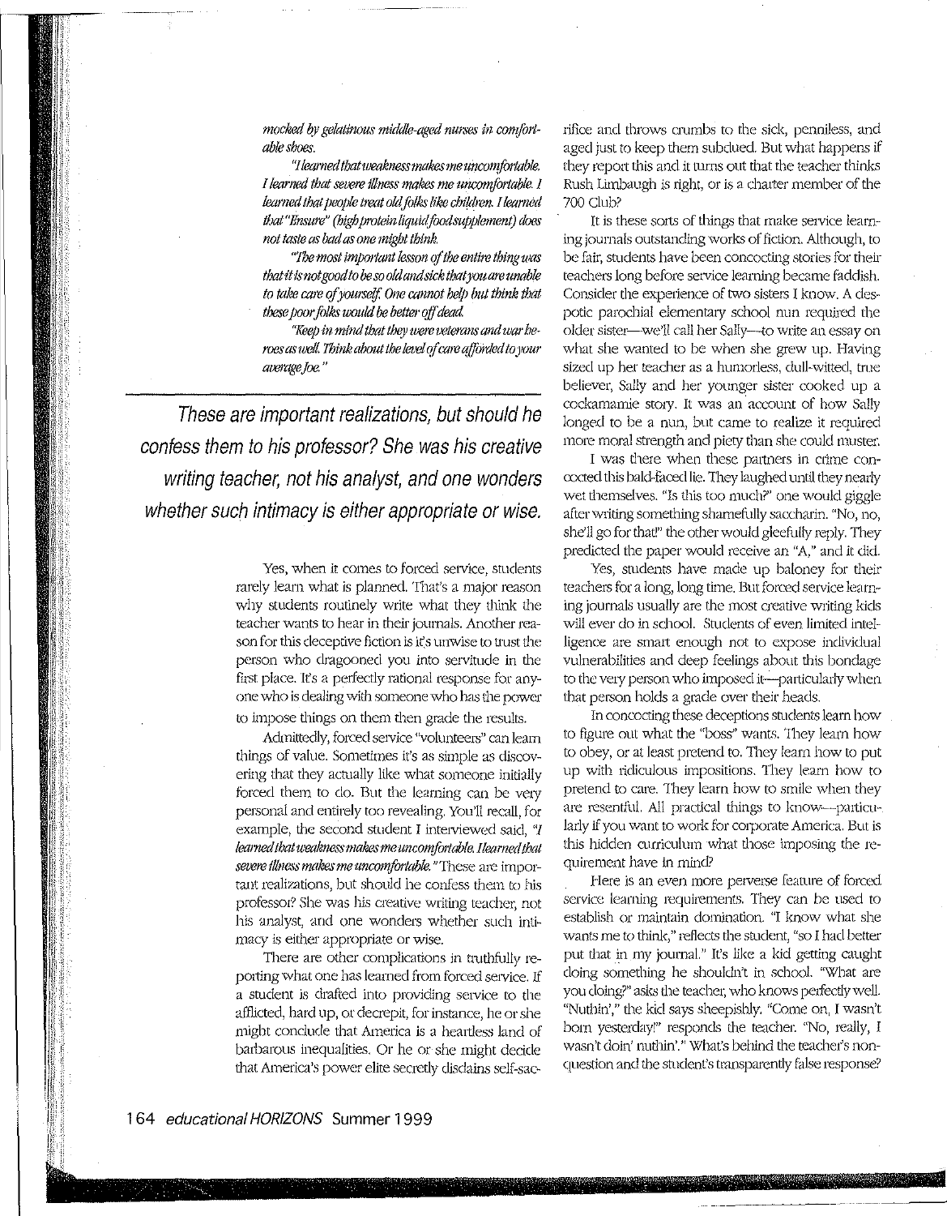*mocked by gelatinous middle-aged nurses in comfortable shoes.*

*"I learned that weakness makes me uncomfortable. I learned that severe illness makes me uncomfortable. I learned that people treat old folks like children. I learned that "Ensure" (high protein liquid food supplement) does not taste as bad as one might think.*

*"The most important lesson of the entire thing was that it is not good to be so old and sick that you are unable to take care of yourself. One cannot help but think that these poor folks would be better off dead.*

*"Keep in mind that they were veterans and war heroes as well. Think about the level of care afforded to your average Joe."*

---

*These are important realizations, but should he confess them to his professor? She was his creative writing teacher, not his analyst, and one wonders whether such intimacy is either appropriate or wise.*

---

Yes, when it comes to forced service, students rarely learn what is planned. That's a major reason why students routinely write what they think the teacher wants to hear in their journals. Another reason for this deceptive fiction is it's unwise to trust the person who dragooned you into servitude in the first place. It's a perfectly rational response for anyone who is dealing with someone who has the power to impose things on them then grade the results.

Admittedly, forced service "volunteers" can learn things of value. Sometimes it's as simple as discovering that they actually like what someone initially forced them to do. But the learning can be very personal and entirely too revealing. You'll recall, for example, the second student I interviewed said, *"I learned that weakness makes me uncomfortable. I learned that severe illness makes me uncomfortable."* These are important realizations, but should he confess them to his professor? She was his creative writing teacher, not his analyst, and one wonders whether such intimacy is either appropriate or wise.

There are other complications in truthfully reporting what one has learned from forced service. If a student is drafted into providing service to the afflicted, hard up, or decrepit, for instance, he or she might conclude that America is a heartless land of barbarous inequalities. Or he or she might decide that America's power elite secretly disdains self-sacrifice and throws crumbs to the sick, penniless, and aged just to keep them subdued. But what happens if they report this and it turns out that the teacher thinks Rush Limbaugh is right, or is a charter member of the 700 Club?

It is these sorts of things that make service learning journals outstanding works of fiction. Although, to be fair, students have been concocting stories for their teachers long before service learning became faddish. Consider the experience of two sisters I know. A despotic parochial elementary school nun required the older sister—we'll call her Sally—to write an essay on what she wanted to be when she grew up. Having sized up her teacher as a humorless, dull-witted, true believer, Sally and her younger sister cooked up a cockamamie story. It was an account of how Sally longed to be a nun, but came to realize it required more moral strength and piety than she could muster.

I was there when these partners in crime concocted this bald-faced lie. They laughed until they nearly wet themselves. "Is this too much?" one would giggle after writing something shamefully saccharin. "No, no, she'll go for that!" the other would gleefully reply. They predicted the paper would receive an "A," and it did.

Yes, students have made up baloney for their teachers for a long, long time. But forced service learning journals usually are the most creative writing kids will ever do in school. Students of even limited intelligence are smart enough not to expose individual vulnerabilities and deep feelings about this bondage to the very person who imposed it—particularly when that person holds a grade over their heads.

In concocting these deceptions students learn how to figure out what the "boss" wants. They learn how to obey, or at least pretend to. They learn how to put up with ridiculous impositions. They learn how to pretend to care. They learn how to smile when they are resentful. All practical things to know—particularly if you want to work for corporate America. But is this hidden curriculum what those imposing the requirement have in mind?

Here is an even more perverse feature of forced service learning requirements. They can be used to establish or maintain domination. "I know what she wants me to think," reflects the student, "so I had better put that in my journal." It's like a kid getting caught doing something he shouldn't in school. "What are you doing?" asks the teacher, who knows perfectly well. "Nuthin'," the kid says sheepishly. "Come on, I wasn't born yesterday!" responds the teacher. "No, really, I wasn't doin' nuthin'." What's behind the teacher's non-question and the student's transparently false response?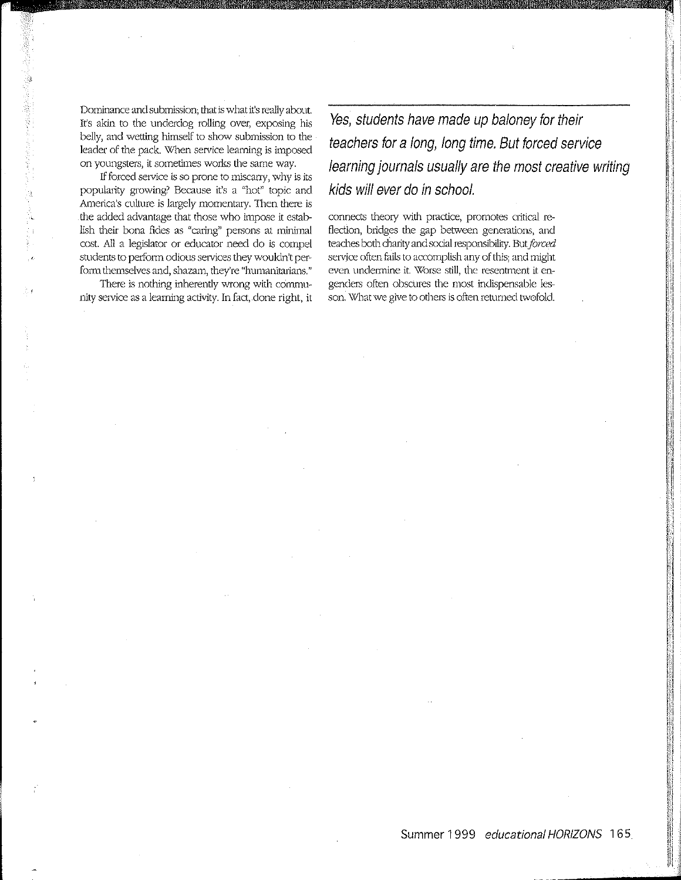Dominance and submission; that is what it's really about. It's akin to the underdog rolling over, exposing his belly, and wetting himself to show submission to the leader of the pack. When service learning is imposed on youngsters, it sometimes works the same way.

If forced service is so prone to miscarry, why is its popularity growing? Because it's a "hot" topic and America's culture is largely momentary. Then there is the added advantage that those who impose it establish their bona fides as "caring" persons at minimal cost. All a legislator or educator need do is compel students to perform odious services they wouldn't perform themselves and, shazam, they're "humanitarians."

There is nothing inherently wrong with community service as a learning activity. In fact, done right, it connects theory with practice, promotes critical reflection, bridges the gap between generations, and teaches both charity and social responsibility. But *forced* service often fails to accomplish any of this; and might even undermine it. Worse still, the resentment it engenders often obscures the most indispensable lesson. What we give to others is often returned twofold.

*Yes, students have made up baloney for their teachers for a long, long time. But forced service learning journals usually are the most creative writing kids will ever do in school.*